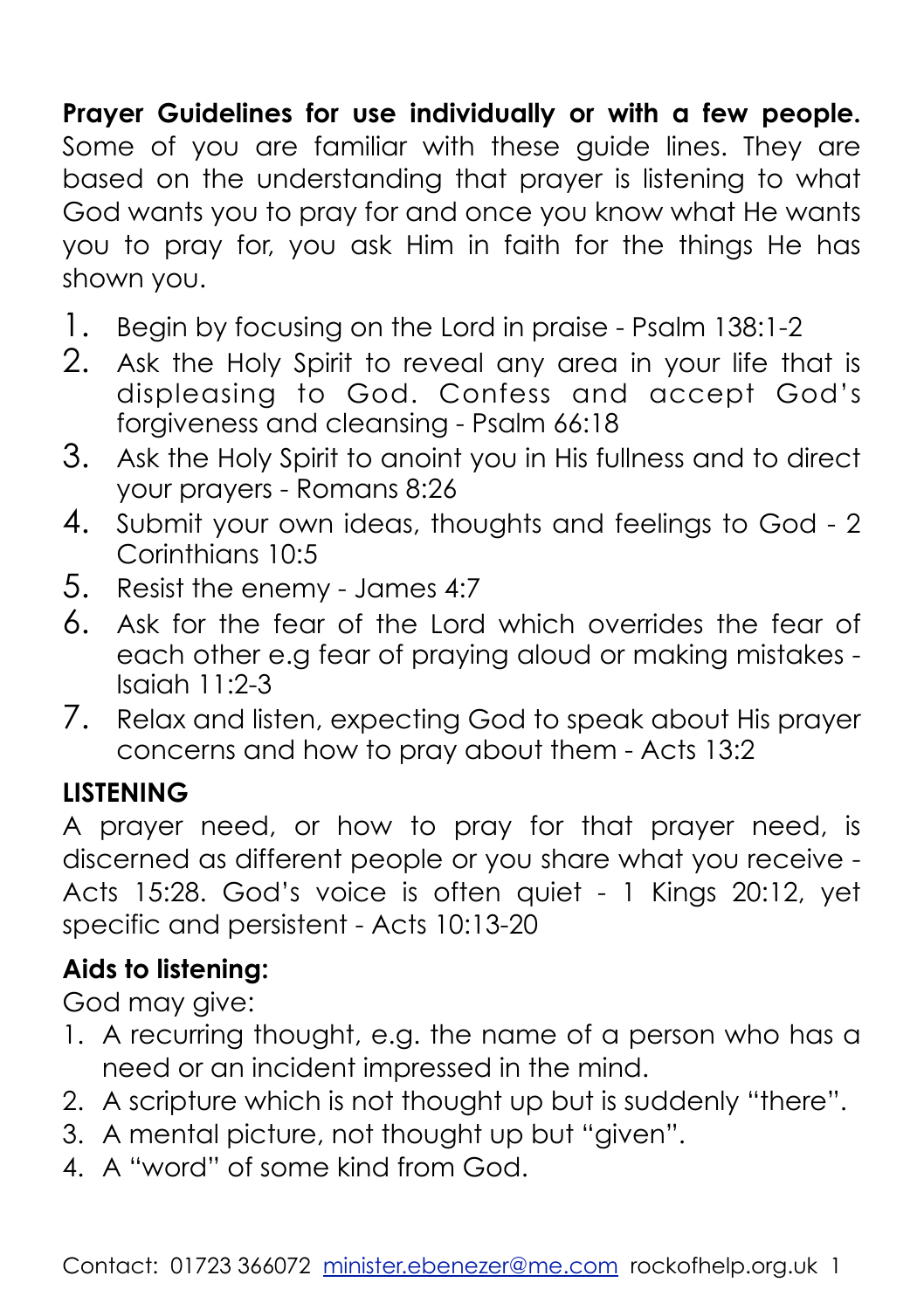**Prayer Guidelines for use individually or with a few people.** Some of you are familiar with these guide lines. They are based on the understanding that prayer is listening to what God wants you to pray for and once you know what He wants you to pray for, you ask Him in faith for the things He has shown you.

1. Begin by focusing on the Lord in praise - Psalm 138:1-2
2. Ask the Holy Spirit to reveal any area in your life that is displeasing to God. Confess and accept God's forgiveness and cleansing - Psalm 66:18
3. Ask the Holy Spirit to anoint you in His fullness and to direct your prayers - Romans 8:26
4. Submit your own ideas, thoughts and feelings to God - 2 Corinthians 10:5
5. Resist the enemy - James 4:7
6. Ask for the fear of the Lord which overrides the fear of each other e.g fear of praying aloud or making mistakes - Isaiah 11:2-3
7. Relax and listen, expecting God to speak about His prayer concerns and how to pray about them - Acts 13:2

**LISTENING**

A prayer need, or how to pray for that prayer need, is discerned as different people or you share what you receive - Acts 15:28. God's voice is often quiet - 1 Kings 20:12, yet specific and persistent - Acts 10:13-20

**Aids to listening:**

God may give:

1. A recurring thought, e.g. the name of a person who has a need or an incident impressed in the mind.
2. A scripture which is not thought up but is suddenly "there".
3. A mental picture, not thought up but "given".
4. A "word" of some kind from God.

Contact: 01723 366072 minister.ebenezer@me.com rockofhelp.org.uk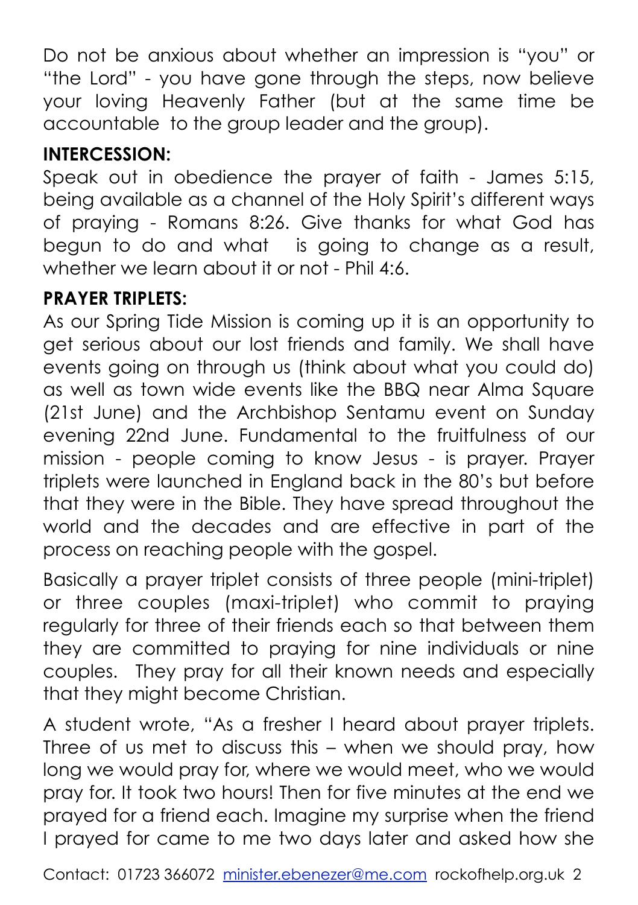Do not be anxious about whether an impression is "you" or "the Lord" - you have gone through the steps, now believe your loving Heavenly Father (but at the same time be accountable to the group leader and the group).

**INTERCESSION:**

Speak out in obedience the prayer of faith - James 5:15, being available as a channel of the Holy Spirit's different ways of praying - Romans 8:26. Give thanks for what God has begun to do and what is going to change as a result, whether we learn about it or not - Phil 4:6.

**PRAYER TRIPLETS:**

As our Spring Tide Mission is coming up it is an opportunity to get serious about our lost friends and family. We shall have events going on through us (think about what you could do) as well as town wide events like the BBQ near Alma Square (21st June) and the Archbishop Sentamu event on Sunday evening 22nd June. Fundamental to the fruitfulness of our mission - people coming to know Jesus - is prayer. Prayer triplets were launched in England back in the 80's but before that they were in the Bible. They have spread throughout the world and the decades and are effective in part of the process on reaching people with the gospel.

Basically a prayer triplet consists of three people (mini-triplet) or three couples (maxi-triplet) who commit to praying regularly for three of their friends each so that between them they are committed to praying for nine individuals or nine couples. They pray for all their known needs and especially that they might become Christian.

A student wrote, "As a fresher I heard about prayer triplets. Three of us met to discuss this – when we should pray, how long we would pray for, where we would meet, who we would pray for. It took two hours! Then for five minutes at the end we prayed for a friend each. Imagine my surprise when the friend I prayed for came to me two days later and asked how she

Contact: 01723 366072 minister.ebenezer@me.com rockofhelp.org.uk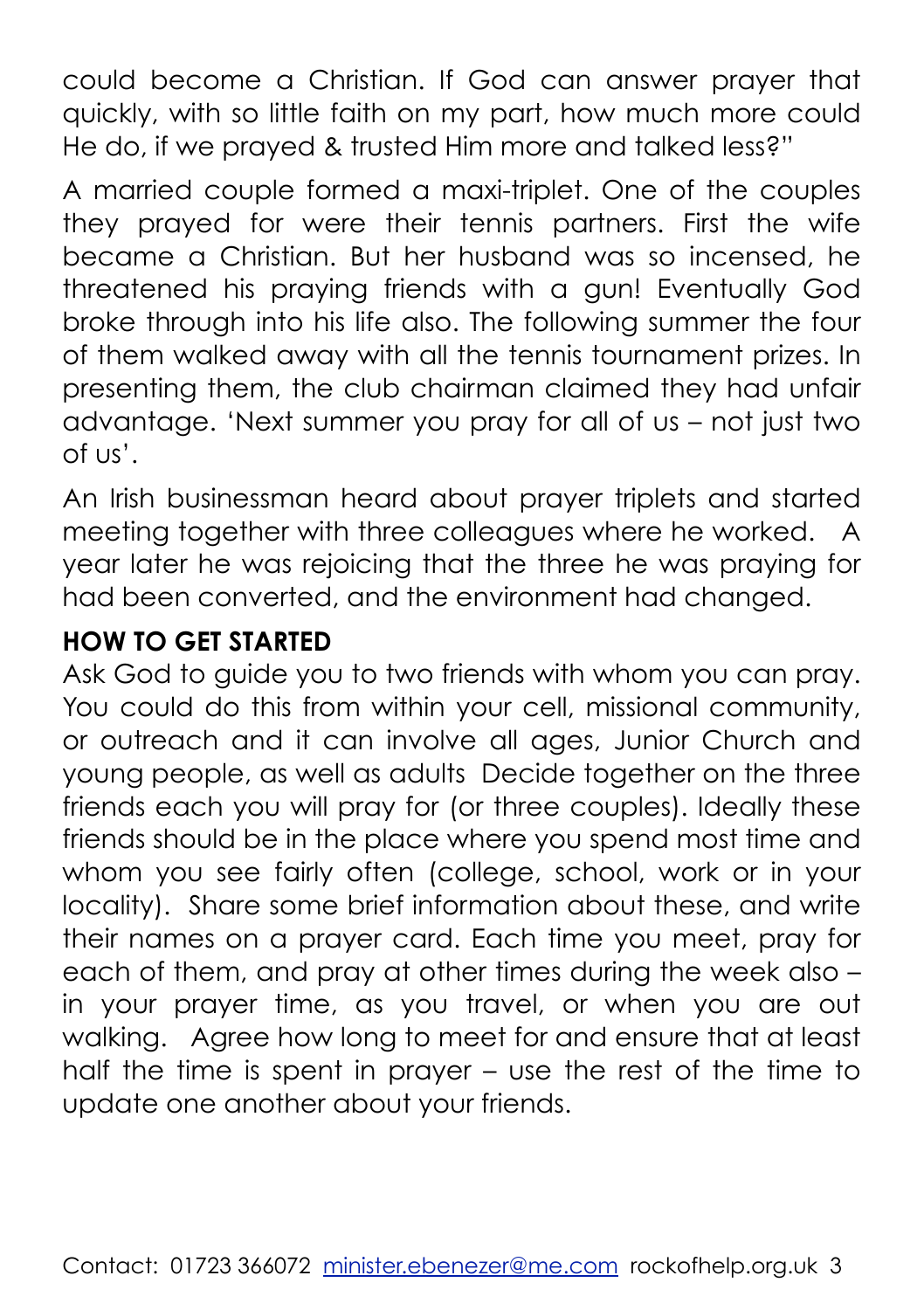could become a Christian. If God can answer prayer that quickly, with so little faith on my part, how much more could He do, if we prayed & trusted Him more and talked less?"

A married couple formed a maxi-triplet. One of the couples they prayed for were their tennis partners. First the wife became a Christian. But her husband was so incensed, he threatened his praying friends with a gun! Eventually God broke through into his life also. The following summer the four of them walked away with all the tennis tournament prizes. In presenting them, the club chairman claimed they had unfair advantage. 'Next summer you pray for all of us – not just two of us'.

An Irish businessman heard about prayer triplets and started meeting together with three colleagues where he worked. A year later he was rejoicing that the three he was praying for had been converted, and the environment had changed.

**HOW TO GET STARTED**

Ask God to guide you to two friends with whom you can pray. You could do this from within your cell, missional community, or outreach and it can involve all ages, Junior Church and young people, as well as adults Decide together on the three friends each you will pray for (or three couples). Ideally these friends should be in the place where you spend most time and whom you see fairly often (college, school, work or in your locality). Share some brief information about these, and write their names on a prayer card. Each time you meet, pray for each of them, and pray at other times during the week also – in your prayer time, as you travel, or when you are out walking. Agree how long to meet for and ensure that at least half the time is spent in prayer – use the rest of the time to update one another about your friends.

Contact: 01723 366072 minister.ebenezer@me.com rockofhelp.org.uk